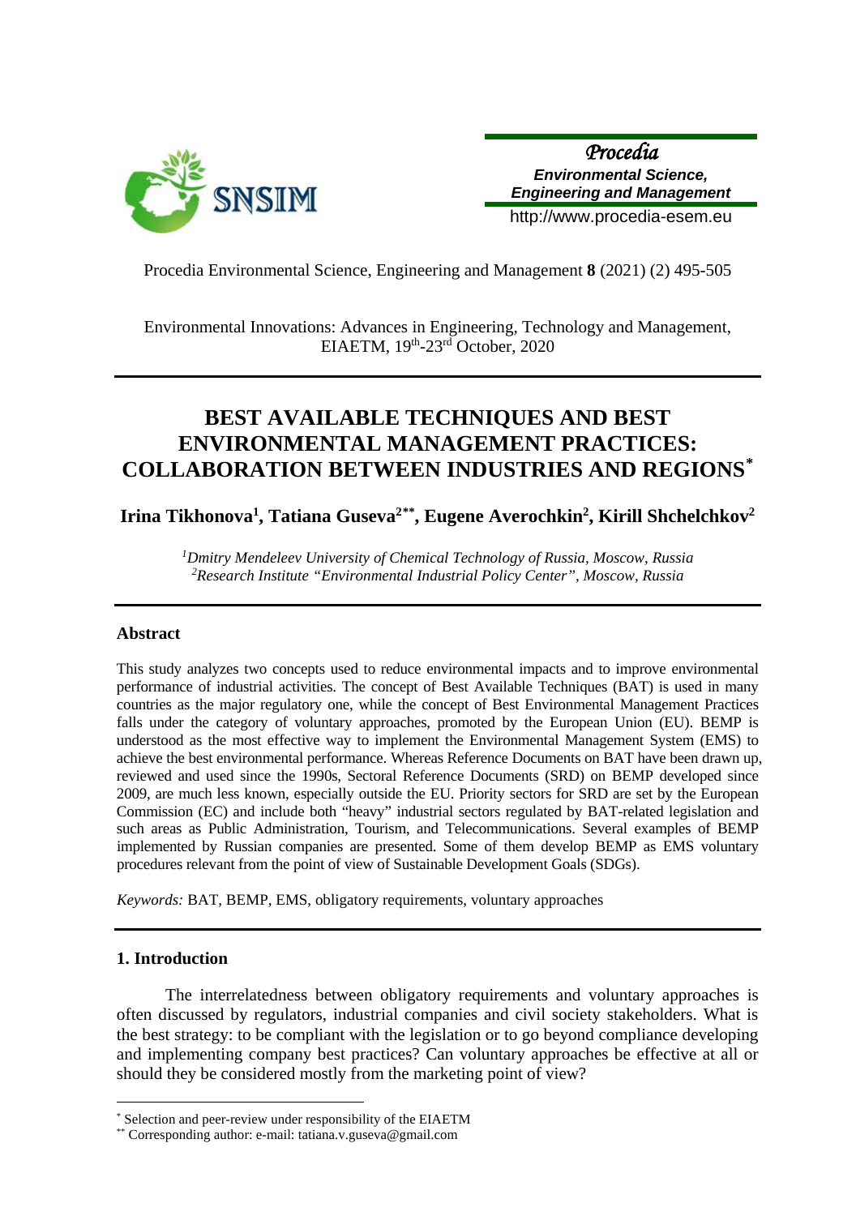Environmental Innovations: Advances in Engineering, Technology and Management, EIAETM, 19th-23rd October, 2020

# BEST AVAILABLE TECHNIQUES AND BEST ENVIRONMENTAL MANAGEMENT PRACTICES: COLLABORATION BETWEEN INDUSTRIES AND REGIONS[*]

**Irina Tikhonova[1], Tatiana Guseva[2**], Eugene Averochkin[2], Kirill Shchelchkov[2]**

*[1]Dmitry Mendeleev University of Chemical Technology of Russia, Moscow, Russia*
*[2]Research Institute "Environmental Industrial Policy Center", Moscow, Russia*

## Abstract

This study analyzes two concepts used to reduce environmental impacts and to improve environmental performance of industrial activities. The concept of Best Available Techniques (BAT) is used in many countries as the major regulatory one, while the concept of Best Environmental Management Practices falls under the category of voluntary approaches, promoted by the European Union (EU). BEMP is understood as the most effective way to implement the Environmental Management System (EMS) to achieve the best environmental performance. Whereas Reference Documents on BAT have been drawn up, reviewed and used since the 1990s, Sectoral Reference Documents (SRD) on BEMP developed since 2009, are much less known, especially outside the EU. Priority sectors for SRD are set by the European Commission (EC) and include both "heavy" industrial sectors regulated by BAT-related legislation and such areas as Public Administration, Tourism, and Telecommunications. Several examples of BEMP implemented by Russian companies are presented. Some of them develop BEMP as EMS voluntary procedures relevant from the point of view of Sustainable Development Goals (SDGs).

*Keywords:* BAT, BEMP, EMS, obligatory requirements, voluntary approaches

## 1. Introduction

The interrelatedness between obligatory requirements and voluntary approaches is often discussed by regulators, industrial companies and civil society stakeholders. What is the best strategy: to be compliant with the legislation or to go beyond compliance developing and implementing company best practices? Can voluntary approaches be effective at all or should they be considered mostly from the marketing point of view?

---

[*] Selection and peer-review under responsibility of the EIAETM

[**] Corresponding author: e-mail: tatiana.v.guseva@gmail.com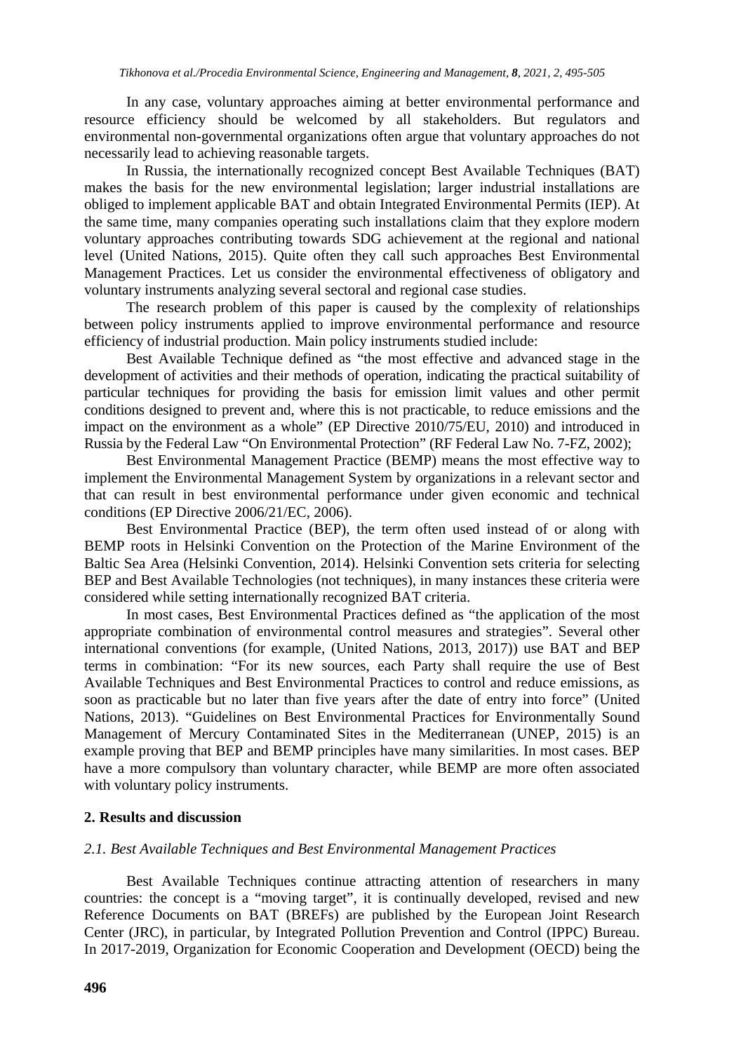In any case, voluntary approaches aiming at better environmental performance and resource efficiency should be welcomed by all stakeholders. But regulators and environmental non-governmental organizations often argue that voluntary approaches do not necessarily lead to achieving reasonable targets.

In Russia, the internationally recognized concept Best Available Techniques (BAT) makes the basis for the new environmental legislation; larger industrial installations are obliged to implement applicable BAT and obtain Integrated Environmental Permits (IEP). At the same time, many companies operating such installations claim that they explore modern voluntary approaches contributing towards SDG achievement at the regional and national level (United Nations, 2015). Quite often they call such approaches Best Environmental Management Practices. Let us consider the environmental effectiveness of obligatory and voluntary instruments analyzing several sectoral and regional case studies.

The research problem of this paper is caused by the complexity of relationships between policy instruments applied to improve environmental performance and resource efficiency of industrial production. Main policy instruments studied include:

Best Available Technique defined as "the most effective and advanced stage in the development of activities and their methods of operation, indicating the practical suitability of particular techniques for providing the basis for emission limit values and other permit conditions designed to prevent and, where this is not practicable, to reduce emissions and the impact on the environment as a whole" (EP Directive 2010/75/EU, 2010) and introduced in Russia by the Federal Law "On Environmental Protection" (RF Federal Law No. 7-FZ, 2002);

Best Environmental Management Practice (BEMP) means the most effective way to implement the Environmental Management System by organizations in a relevant sector and that can result in best environmental performance under given economic and technical conditions (EP Directive 2006/21/EC, 2006).

Best Environmental Practice (BEP), the term often used instead of or along with BEMP roots in Helsinki Convention on the Protection of the Marine Environment of the Baltic Sea Area (Helsinki Convention, 2014). Helsinki Convention sets criteria for selecting BEP and Best Available Technologies (not techniques), in many instances these criteria were considered while setting internationally recognized BAT criteria.

In most cases, Best Environmental Practices defined as "the application of the most appropriate combination of environmental control measures and strategies". Several other international conventions (for example, (United Nations, 2013, 2017)) use BAT and BEP terms in combination: "For its new sources, each Party shall require the use of Best Available Techniques and Best Environmental Practices to control and reduce emissions, as soon as practicable but no later than five years after the date of entry into force" (United Nations, 2013). "Guidelines on Best Environmental Practices for Environmentally Sound Management of Mercury Contaminated Sites in the Mediterranean (UNEP, 2015) is an example proving that BEP and BEMP principles have many similarities. In most cases. BEP have a more compulsory than voluntary character, while BEMP are more often associated with voluntary policy instruments.

## 2. Results and discussion

### *2.1. Best Available Techniques and Best Environmental Management Practices*

Best Available Techniques continue attracting attention of researchers in many countries: the concept is a "moving target", it is continually developed, revised and new Reference Documents on BAT (BREFs) are published by the European Joint Research Center (JRC), in particular, by Integrated Pollution Prevention and Control (IPPC) Bureau. In 2017-2019, Organization for Economic Cooperation and Development (OECD) being the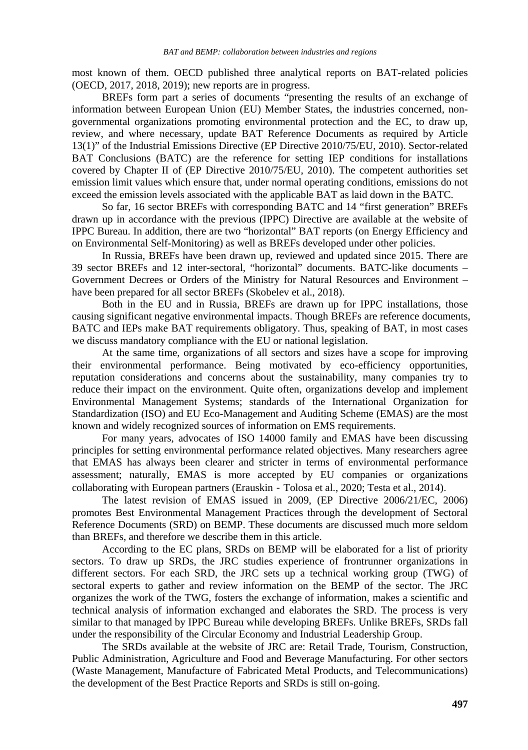most known of them. OECD published three analytical reports on BAT-related policies (OECD, 2017, 2018, 2019); new reports are in progress.

BREFs form part a series of documents "presenting the results of an exchange of information between European Union (EU) Member States, the industries concerned, non-governmental organizations promoting environmental protection and the EC, to draw up, review, and where necessary, update BAT Reference Documents as required by Article 13(1)" of the Industrial Emissions Directive (EP Directive 2010/75/EU, 2010). Sector-related BAT Conclusions (BATC) are the reference for setting IEP conditions for installations covered by Chapter II of (EP Directive 2010/75/EU, 2010). The competent authorities set emission limit values which ensure that, under normal operating conditions, emissions do not exceed the emission levels associated with the applicable BAT as laid down in the BATC.

So far, 16 sector BREFs with corresponding BATC and 14 "first generation" BREFs drawn up in accordance with the previous (IPPC) Directive are available at the website of IPPC Bureau. In addition, there are two "horizontal" BAT reports (on Energy Efficiency and on Environmental Self-Monitoring) as well as BREFs developed under other policies.

In Russia, BREFs have been drawn up, reviewed and updated since 2015. There are 39 sector BREFs and 12 inter-sectoral, "horizontal" documents. BATC-like documents – Government Decrees or Orders of the Ministry for Natural Resources and Environment – have been prepared for all sector BREFs (Skobelev et al., 2018).

Both in the EU and in Russia, BREFs are drawn up for IPPC installations, those causing significant negative environmental impacts. Though BREFs are reference documents, BATC and IEPs make BAT requirements obligatory. Thus, speaking of BAT, in most cases we discuss mandatory compliance with the EU or national legislation.

At the same time, organizations of all sectors and sizes have a scope for improving their environmental performance. Being motivated by eco-efficiency opportunities, reputation considerations and concerns about the sustainability, many companies try to reduce their impact on the environment. Quite often, organizations develop and implement Environmental Management Systems; standards of the International Organization for Standardization (ISO) and EU Eco-Management and Auditing Scheme (EMAS) are the most known and widely recognized sources of information on EMS requirements.

For many years, advocates of ISO 14000 family and EMAS have been discussing principles for setting environmental performance related objectives. Many researchers agree that EMAS has always been clearer and stricter in terms of environmental performance assessment; naturally, EMAS is more accepted by EU companies or organizations collaborating with European partners (Erauskin‐Tolosa et al., 2020; Testa et al., 2014).

The latest revision of EMAS issued in 2009, (EP Directive 2006/21/EC, 2006) promotes Best Environmental Management Practices through the development of Sectoral Reference Documents (SRD) on BEMP. These documents are discussed much more seldom than BREFs, and therefore we describe them in this article.

According to the EC plans, SRDs on BEMP will be elaborated for a list of priority sectors. To draw up SRDs, the JRC studies experience of frontrunner organizations in different sectors. For each SRD, the JRC sets up a technical working group (TWG) of sectoral experts to gather and review information on the BEMP of the sector. The JRC organizes the work of the TWG, fosters the exchange of information, makes a scientific and technical analysis of information exchanged and elaborates the SRD. The process is very similar to that managed by IPPC Bureau while developing BREFs. Unlike BREFs, SRDs fall under the responsibility of the Circular Economy and Industrial Leadership Group.

The SRDs available at the website of JRC are: Retail Trade, Tourism, Construction, Public Administration, Agriculture and Food and Beverage Manufacturing. For other sectors (Waste Management, Manufacture of Fabricated Metal Products, and Telecommunications) the development of the Best Practice Reports and SRDs is still on-going.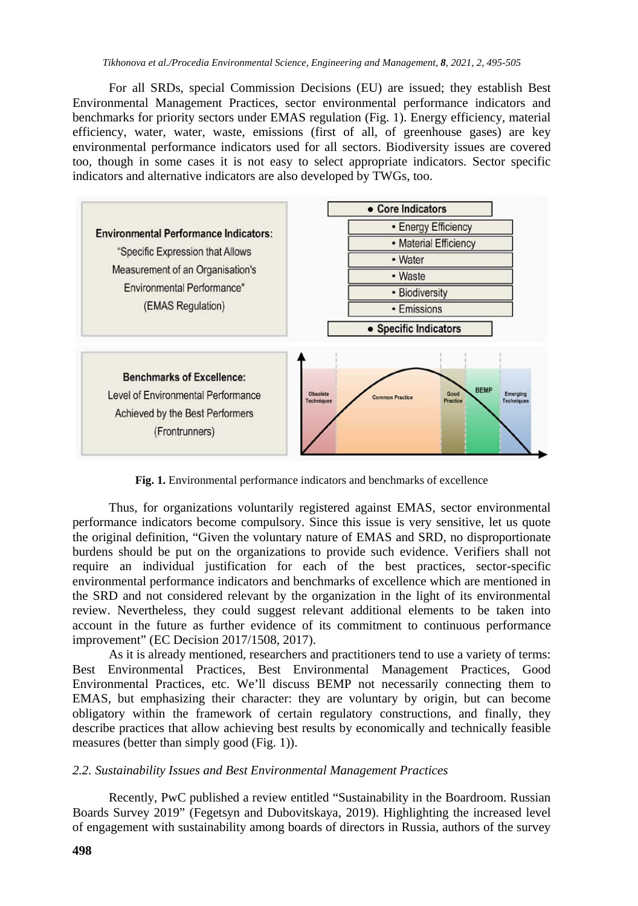For all SRDs, special Commission Decisions (EU) are issued; they establish Best Environmental Management Practices, sector environmental performance indicators and benchmarks for priority sectors under EMAS regulation (Fig. 1). Energy efficiency, material efficiency, water, water, waste, emissions (first of all, of greenhouse gases) are key environmental performance indicators used for all sectors. Biodiversity issues are covered too, though in some cases it is not easy to select appropriate indicators. Sector specific indicators and alternative indicators are also developed by TWGs, too.

**Environmental Performance Indicators:**
"Specific Expression that Allows Measurement of an Organisation's Environmental Performance" (EMAS Regulation)

- **Core Indicators**
  - Energy Efficiency
  - Material Efficiency
  - Water
  - Waste
  - Biodiversity
  - Emissions
- **Specific Indicators**

**Benchmarks of Excellence:**
Level of Environmental Performance Achieved by the Best Performers (Frontrunners)

Obsolete Techniques | Common Practice | Good Practice | BEMP | Emerging Techniques

**Fig. 1.** Environmental performance indicators and benchmarks of excellence

Thus, for organizations voluntarily registered against EMAS, sector environmental performance indicators become compulsory. Since this issue is very sensitive, let us quote the original definition, "Given the voluntary nature of EMAS and SRD, no disproportionate burdens should be put on the organizations to provide such evidence. Verifiers shall not require an individual justification for each of the best practices, sector-specific environmental performance indicators and benchmarks of excellence which are mentioned in the SRD and not considered relevant by the organization in the light of its environmental review. Nevertheless, they could suggest relevant additional elements to be taken into account in the future as further evidence of its commitment to continuous performance improvement" (EC Decision 2017/1508, 2017).

As it is already mentioned, researchers and practitioners tend to use a variety of terms: Best Environmental Practices, Best Environmental Management Practices, Good Environmental Practices, etc. We'll discuss BEMP not necessarily connecting them to EMAS, but emphasizing their character: they are voluntary by origin, but can become obligatory within the framework of certain regulatory constructions, and finally, they describe practices that allow achieving best results by economically and technically feasible measures (better than simply good (Fig. 1)).

### *2.2. Sustainability Issues and Best Environmental Management Practices*

Recently, PwC published a review entitled "Sustainability in the Boardroom. Russian Boards Survey 2019" (Fegetsyn and Dubovitskaya, 2019). Highlighting the increased level of engagement with sustainability among boards of directors in Russia, authors of the survey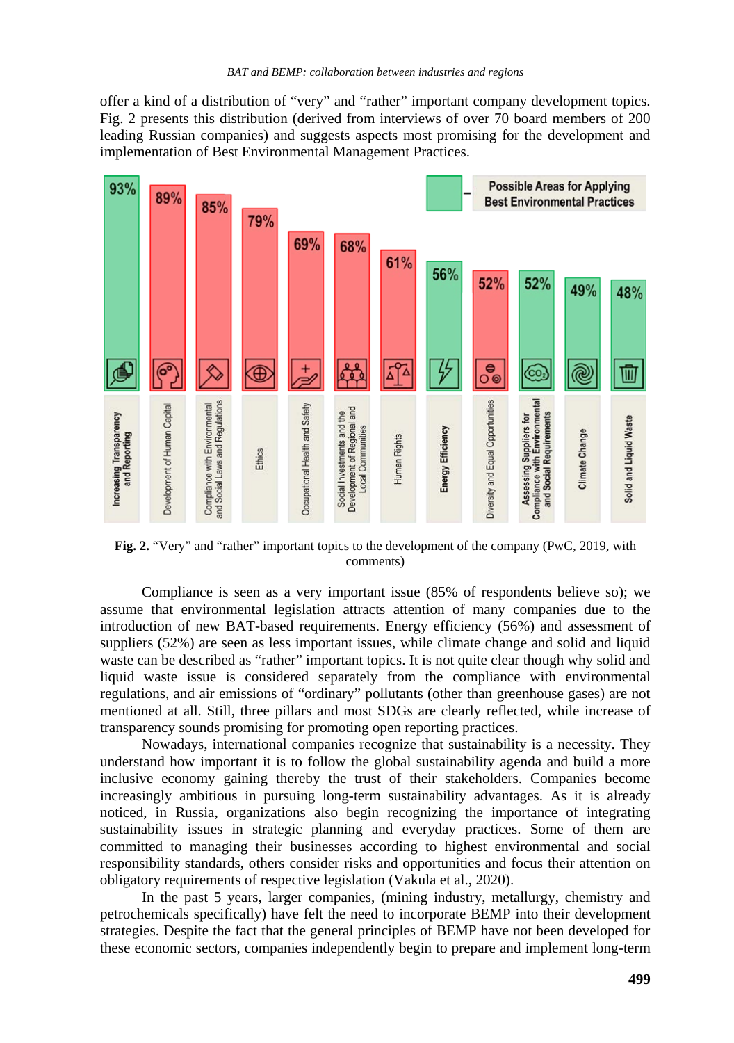offer a kind of a distribution of "very" and "rather" important company development topics. Fig. 2 presents this distribution (derived from interviews of over 70 board members of 200 leading Russian companies) and suggests aspects most promising for the development and implementation of Best Environmental Management Practices.

Possible Areas for Applying Best Environmental Practices

| Topic | % |
|---|---|
| **Increasing Transparency and Reporting** | 93% |
| Development of Human Capital | 89% |
| Compliance with Environmental and Social Laws and Regulations | 85% |
| Ethics | 79% |
| Occupational Health and Safety | 69% |
| Social Investments and the Development of Regional and Local Communities | 68% |
| Human Rights | 61% |
| **Energy Efficiency** | 56% |
| Diversity and Equal Opportunities | 52% |
| **Assessing Suppliers for Compliance with Environmental and Social Requirements** | 52% |
| **Climate Change** | 49% |
| **Solid and Liquid Waste** | 48% |

**Fig. 2.** "Very" and "rather" important topics to the development of the company (PwC, 2019, with comments)

Compliance is seen as a very important issue (85% of respondents believe so); we assume that environmental legislation attracts attention of many companies due to the introduction of new BAT-based requirements. Energy efficiency (56%) and assessment of suppliers (52%) are seen as less important issues, while climate change and solid and liquid waste can be described as "rather" important topics. It is not quite clear though why solid and liquid waste issue is considered separately from the compliance with environmental regulations, and air emissions of "ordinary" pollutants (other than greenhouse gases) are not mentioned at all. Still, three pillars and most SDGs are clearly reflected, while increase of transparency sounds promising for promoting open reporting practices.

Nowadays, international companies recognize that sustainability is a necessity. They understand how important it is to follow the global sustainability agenda and build a more inclusive economy gaining thereby the trust of their stakeholders. Companies become increasingly ambitious in pursuing long-term sustainability advantages. As it is already noticed, in Russia, organizations also begin recognizing the importance of integrating sustainability issues in strategic planning and everyday practices. Some of them are committed to managing their businesses according to highest environmental and social responsibility standards, others consider risks and opportunities and focus their attention on obligatory requirements of respective legislation (Vakula et al., 2020).

In the past 5 years, larger companies, (mining industry, metallurgy, chemistry and petrochemicals specifically) have felt the need to incorporate BEMP into their development strategies. Despite the fact that the general principles of BEMP have not been developed for these economic sectors, companies independently begin to prepare and implement long-term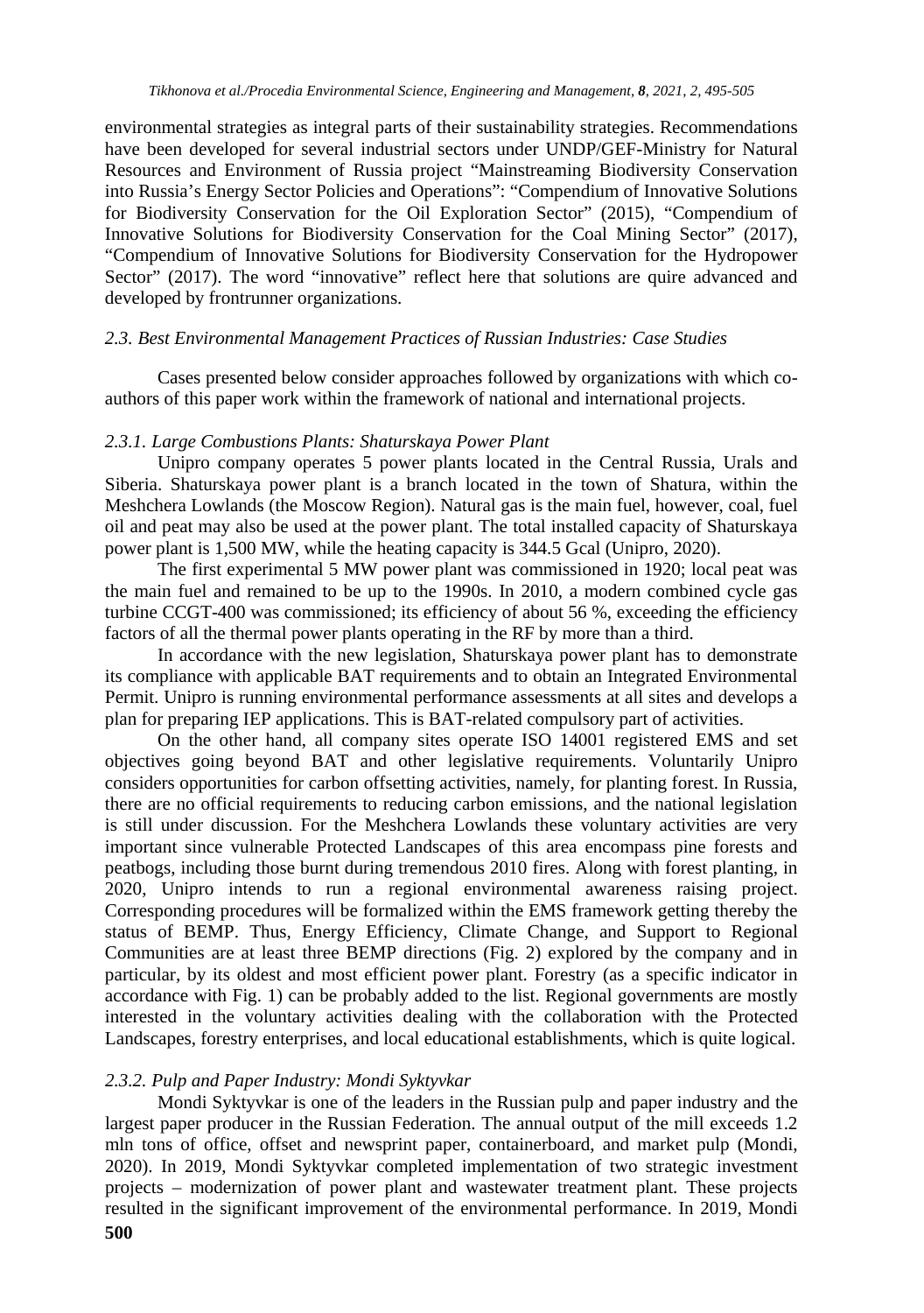environmental strategies as integral parts of their sustainability strategies. Recommendations have been developed for several industrial sectors under UNDP/GEF-Ministry for Natural Resources and Environment of Russia project "Mainstreaming Biodiversity Conservation into Russia's Energy Sector Policies and Operations": "Compendium of Innovative Solutions for Biodiversity Conservation for the Oil Exploration Sector" (2015), "Compendium of Innovative Solutions for Biodiversity Conservation for the Coal Mining Sector" (2017), "Compendium of Innovative Solutions for Biodiversity Conservation for the Hydropower Sector" (2017). The word "innovative" reflect here that solutions are quire advanced and developed by frontrunner organizations.

### *2.3. Best Environmental Management Practices of Russian Industries: Case Studies*

Cases presented below consider approaches followed by organizations with which co-authors of this paper work within the framework of national and international projects.

#### *2.3.1. Large Combustions Plants: Shaturskaya Power Plant*

Unipro company operates 5 power plants located in the Central Russia, Urals and Siberia. Shaturskaya power plant is a branch located in the town of Shatura, within the Meshchera Lowlands (the Moscow Region). Natural gas is the main fuel, however, coal, fuel oil and peat may also be used at the power plant. The total installed capacity of Shaturskaya power plant is 1,500 MW, while the heating capacity is 344.5 Gcal (Unipro, 2020).

The first experimental 5 MW power plant was commissioned in 1920; local peat was the main fuel and remained to be up to the 1990s. In 2010, a modern combined cycle gas turbine CCGT-400 was commissioned; its efficiency of about 56 %, exceeding the efficiency factors of all the thermal power plants operating in the RF by more than a third.

In accordance with the new legislation, Shaturskaya power plant has to demonstrate its compliance with applicable BAT requirements and to obtain an Integrated Environmental Permit. Unipro is running environmental performance assessments at all sites and develops a plan for preparing IEP applications. This is BAT-related compulsory part of activities.

On the other hand, all company sites operate ISO 14001 registered EMS and set objectives going beyond BAT and other legislative requirements. Voluntarily Unipro considers opportunities for carbon offsetting activities, namely, for planting forest. In Russia, there are no official requirements to reducing carbon emissions, and the national legislation is still under discussion. For the Meshchera Lowlands these voluntary activities are very important since vulnerable Protected Landscapes of this area encompass pine forests and peatbogs, including those burnt during tremendous 2010 fires. Along with forest planting, in 2020, Unipro intends to run a regional environmental awareness raising project. Corresponding procedures will be formalized within the EMS framework getting thereby the status of BEMP. Thus, Energy Efficiency, Climate Change, and Support to Regional Communities are at least three BEMP directions (Fig. 2) explored by the company and in particular, by its oldest and most efficient power plant. Forestry (as a specific indicator in accordance with Fig. 1) can be probably added to the list. Regional governments are mostly interested in the voluntary activities dealing with the collaboration with the Protected Landscapes, forestry enterprises, and local educational establishments, which is quite logical.

#### *2.3.2. Pulp and Paper Industry: Mondi Syktyvkar*

Mondi Syktyvkar is one of the leaders in the Russian pulp and paper industry and the largest paper producer in the Russian Federation. The annual output of the mill exceeds 1.2 mln tons of office, offset and newsprint paper, containerboard, and market pulp (Mondi, 2020). In 2019, Mondi Syktyvkar completed implementation of two strategic investment projects – modernization of power plant and wastewater treatment plant. These projects resulted in the significant improvement of the environmental performance. In 2019, Mondi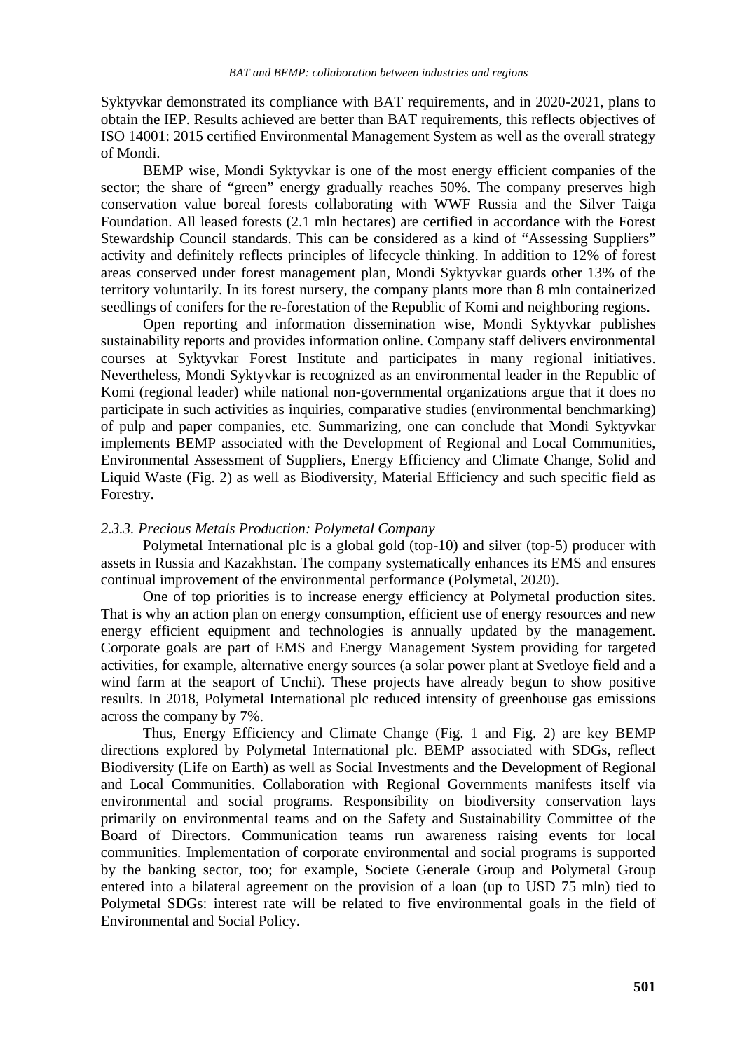Syktyvkar demonstrated its compliance with BAT requirements, and in 2020-2021, plans to obtain the IEP. Results achieved are better than BAT requirements, this reflects objectives of ISO 14001: 2015 certified Environmental Management System as well as the overall strategy of Mondi.

BEMP wise, Mondi Syktyvkar is one of the most energy efficient companies of the sector; the share of "green" energy gradually reaches 50%. The company preserves high conservation value boreal forests collaborating with WWF Russia and the Silver Taiga Foundation. All leased forests (2.1 mln hectares) are certified in accordance with the Forest Stewardship Council standards. This can be considered as a kind of "Assessing Suppliers" activity and definitely reflects principles of lifecycle thinking. In addition to 12% of forest areas conserved under forest management plan, Mondi Syktyvkar guards other 13% of the territory voluntarily. In its forest nursery, the company plants more than 8 mln containerized seedlings of conifers for the re-forestation of the Republic of Komi and neighboring regions.

Open reporting and information dissemination wise, Mondi Syktyvkar publishes sustainability reports and provides information online. Company staff delivers environmental courses at Syktyvkar Forest Institute and participates in many regional initiatives. Nevertheless, Mondi Syktyvkar is recognized as an environmental leader in the Republic of Komi (regional leader) while national non-governmental organizations argue that it does no participate in such activities as inquiries, comparative studies (environmental benchmarking) of pulp and paper companies, etc. Summarizing, one can conclude that Mondi Syktyvkar implements BEMP associated with the Development of Regional and Local Communities, Environmental Assessment of Suppliers, Energy Efficiency and Climate Change, Solid and Liquid Waste (Fig. 2) as well as Biodiversity, Material Efficiency and such specific field as Forestry.

### *2.3.3. Precious Metals Production: Polymetal Company*

Polymetal International plc is a global gold (top-10) and silver (top-5) producer with assets in Russia and Kazakhstan. The company systematically enhances its EMS and ensures continual improvement of the environmental performance (Polymetal, 2020).

One of top priorities is to increase energy efficiency at Polymetal production sites. That is why an action plan on energy consumption, efficient use of energy resources and new energy efficient equipment and technologies is annually updated by the management. Corporate goals are part of EMS and Energy Management System providing for targeted activities, for example, alternative energy sources (a solar power plant at Svetloye field and a wind farm at the seaport of Unchi). These projects have already begun to show positive results. In 2018, Polymetal International plc reduced intensity of greenhouse gas emissions across the company by 7%.

Thus, Energy Efficiency and Climate Change (Fig. 1 and Fig. 2) are key BEMP directions explored by Polymetal International plc. BEMP associated with SDGs, reflect Biodiversity (Life on Earth) as well as Social Investments and the Development of Regional and Local Communities. Collaboration with Regional Governments manifests itself via environmental and social programs. Responsibility on biodiversity conservation lays primarily on environmental teams and on the Safety and Sustainability Committee of the Board of Directors. Communication teams run awareness raising events for local communities. Implementation of corporate environmental and social programs is supported by the banking sector, too; for example, Societe Generale Group and Polymetal Group entered into a bilateral agreement on the provision of a loan (up to USD 75 mln) tied to Polymetal SDGs: interest rate will be related to five environmental goals in the field of Environmental and Social Policy.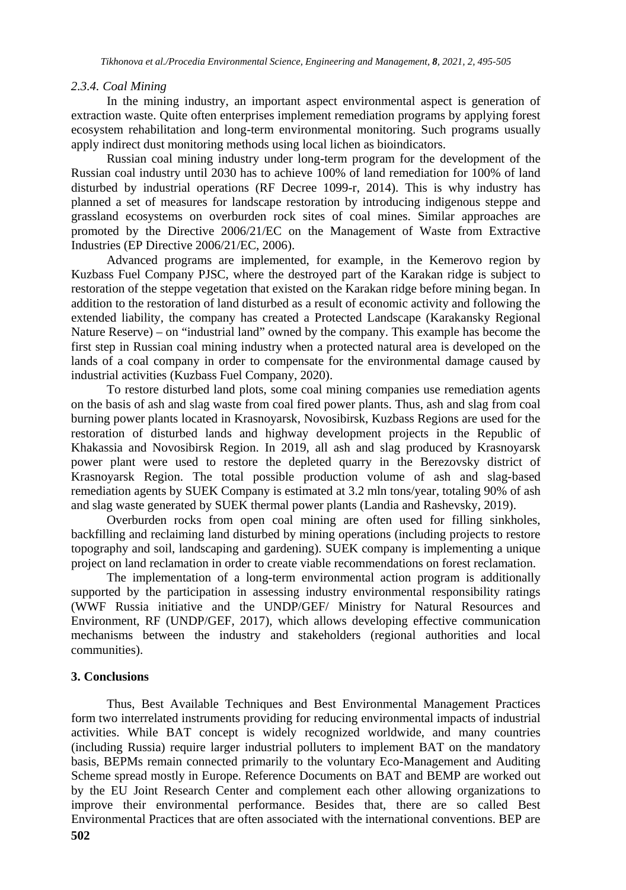#### 2.3.4. Coal Mining

In the mining industry, an important aspect environmental aspect is generation of extraction waste. Quite often enterprises implement remediation programs by applying forest ecosystem rehabilitation and long-term environmental monitoring. Such programs usually apply indirect dust monitoring methods using local lichen as bioindicators.

Russian coal mining industry under long-term program for the development of the Russian coal industry until 2030 has to achieve 100% of land remediation for 100% of land disturbed by industrial operations (RF Decree 1099-r, 2014). This is why industry has planned a set of measures for landscape restoration by introducing indigenous steppe and grassland ecosystems on overburden rock sites of coal mines. Similar approaches are promoted by the Directive 2006/21/EC on the Management of Waste from Extractive Industries (EP Directive 2006/21/EC, 2006).

Advanced programs are implemented, for example, in the Kemerovo region by Kuzbass Fuel Company PJSC, where the destroyed part of the Karakan ridge is subject to restoration of the steppe vegetation that existed on the Karakan ridge before mining began. In addition to the restoration of land disturbed as a result of economic activity and following the extended liability, the company has created a Protected Landscape (Karakansky Regional Nature Reserve) – on "industrial land" owned by the company. This example has become the first step in Russian coal mining industry when a protected natural area is developed on the lands of a coal company in order to compensate for the environmental damage caused by industrial activities (Kuzbass Fuel Company, 2020).

To restore disturbed land plots, some coal mining companies use remediation agents on the basis of ash and slag waste from coal fired power plants. Thus, ash and slag from coal burning power plants located in Krasnoyarsk, Novosibirsk, Kuzbass Regions are used for the restoration of disturbed lands and highway development projects in the Republic of Khakassia and Novosibirsk Region. In 2019, all ash and slag produced by Krasnoyarsk power plant were used to restore the depleted quarry in the Berezovsky district of Krasnoyarsk Region. The total possible production volume of ash and slag-based remediation agents by SUEK Company is estimated at 3.2 mln tons/year, totaling 90% of ash and slag waste generated by SUEK thermal power plants (Landia and Rashevsky, 2019).

Overburden rocks from open coal mining are often used for filling sinkholes, backfilling and reclaiming land disturbed by mining operations (including projects to restore topography and soil, landscaping and gardening). SUEK company is implementing a unique project on land reclamation in order to create viable recommendations on forest reclamation.

The implementation of a long-term environmental action program is additionally supported by the participation in assessing industry environmental responsibility ratings (WWF Russia initiative and the UNDP/GEF/ Ministry for Natural Resources and Environment, RF (UNDP/GEF, 2017), which allows developing effective communication mechanisms between the industry and stakeholders (regional authorities and local communities).

## 3. Conclusions

Thus, Best Available Techniques and Best Environmental Management Practices form two interrelated instruments providing for reducing environmental impacts of industrial activities. While BAT concept is widely recognized worldwide, and many countries (including Russia) require larger industrial polluters to implement BAT on the mandatory basis, BEPMs remain connected primarily to the voluntary Eco-Management and Auditing Scheme spread mostly in Europe. Reference Documents on BAT and BEMP are worked out by the EU Joint Research Center and complement each other allowing organizations to improve their environmental performance. Besides that, there are so called Best Environmental Practices that are often associated with the international conventions. BEP are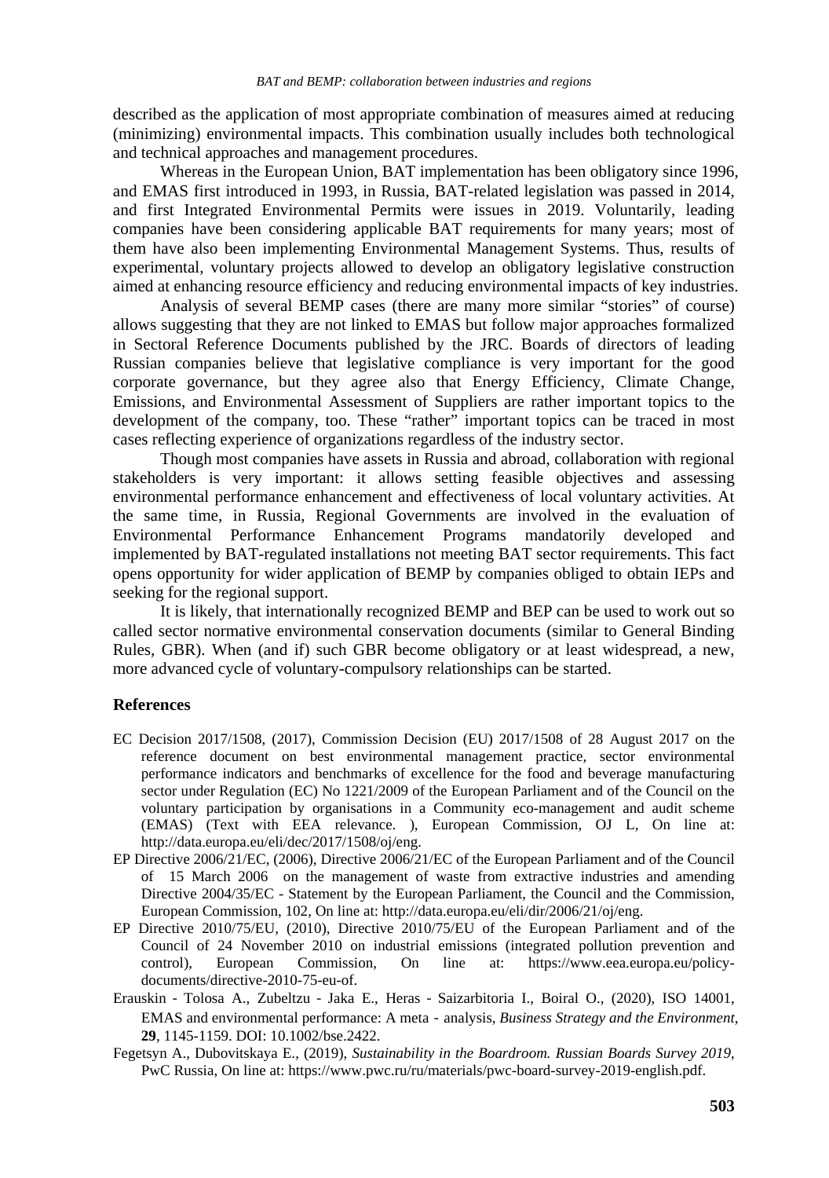described as the application of most appropriate combination of measures aimed at reducing (minimizing) environmental impacts. This combination usually includes both technological and technical approaches and management procedures.

Whereas in the European Union, BAT implementation has been obligatory since 1996, and EMAS first introduced in 1993, in Russia, BAT-related legislation was passed in 2014, and first Integrated Environmental Permits were issues in 2019. Voluntarily, leading companies have been considering applicable BAT requirements for many years; most of them have also been implementing Environmental Management Systems. Thus, results of experimental, voluntary projects allowed to develop an obligatory legislative construction aimed at enhancing resource efficiency and reducing environmental impacts of key industries.

Analysis of several BEMP cases (there are many more similar "stories" of course) allows suggesting that they are not linked to EMAS but follow major approaches formalized in Sectoral Reference Documents published by the JRC. Boards of directors of leading Russian companies believe that legislative compliance is very important for the good corporate governance, but they agree also that Energy Efficiency, Climate Change, Emissions, and Environmental Assessment of Suppliers are rather important topics to the development of the company, too. These "rather" important topics can be traced in most cases reflecting experience of organizations regardless of the industry sector.

Though most companies have assets in Russia and abroad, collaboration with regional stakeholders is very important: it allows setting feasible objectives and assessing environmental performance enhancement and effectiveness of local voluntary activities. At the same time, in Russia, Regional Governments are involved in the evaluation of Environmental Performance Enhancement Programs mandatorily developed and implemented by BAT-regulated installations not meeting BAT sector requirements. This fact opens opportunity for wider application of BEMP by companies obliged to obtain IEPs and seeking for the regional support.

It is likely, that internationally recognized BEMP and BEP can be used to work out so called sector normative environmental conservation documents (similar to General Binding Rules, GBR). When (and if) such GBR become obligatory or at least widespread, a new, more advanced cycle of voluntary-compulsory relationships can be started.

## References

EC Decision 2017/1508, (2017), Commission Decision (EU) 2017/1508 of 28 August 2017 on the reference document on best environmental management practice, sector environmental performance indicators and benchmarks of excellence for the food and beverage manufacturing sector under Regulation (EC) No 1221/2009 of the European Parliament and of the Council on the voluntary participation by organisations in a Community eco-management and audit scheme (EMAS) (Text with EEA relevance. ), European Commission, OJ L, On line at: http://data.europa.eu/eli/dec/2017/1508/oj/eng.

EP Directive 2006/21/EC, (2006), Directive 2006/21/EC of the European Parliament and of the Council of 15 March 2006 on the management of waste from extractive industries and amending Directive 2004/35/EC - Statement by the European Parliament, the Council and the Commission, European Commission, 102, On line at: http://data.europa.eu/eli/dir/2006/21/oj/eng.

EP Directive 2010/75/EU, (2010), Directive 2010/75/EU of the European Parliament and of the Council of 24 November 2010 on industrial emissions (integrated pollution prevention and control), European Commission, On line at: https://www.eea.europa.eu/policy-documents/directive-2010-75-eu-of.

Erauskin - Tolosa A., Zubeltzu - Jaka E., Heras - Saizarbitoria I., Boiral O., (2020), ISO 14001, EMAS and environmental performance: A meta - analysis, *Business Strategy and the Environment*, **29**, 1145-1159. DOI: 10.1002/bse.2422.

Fegetsyn A., Dubovitskaya E., (2019), *Sustainability in the Boardroom. Russian Boards Survey 2019*, PwC Russia, On line at: https://www.pwc.ru/ru/materials/pwc-board-survey-2019-english.pdf.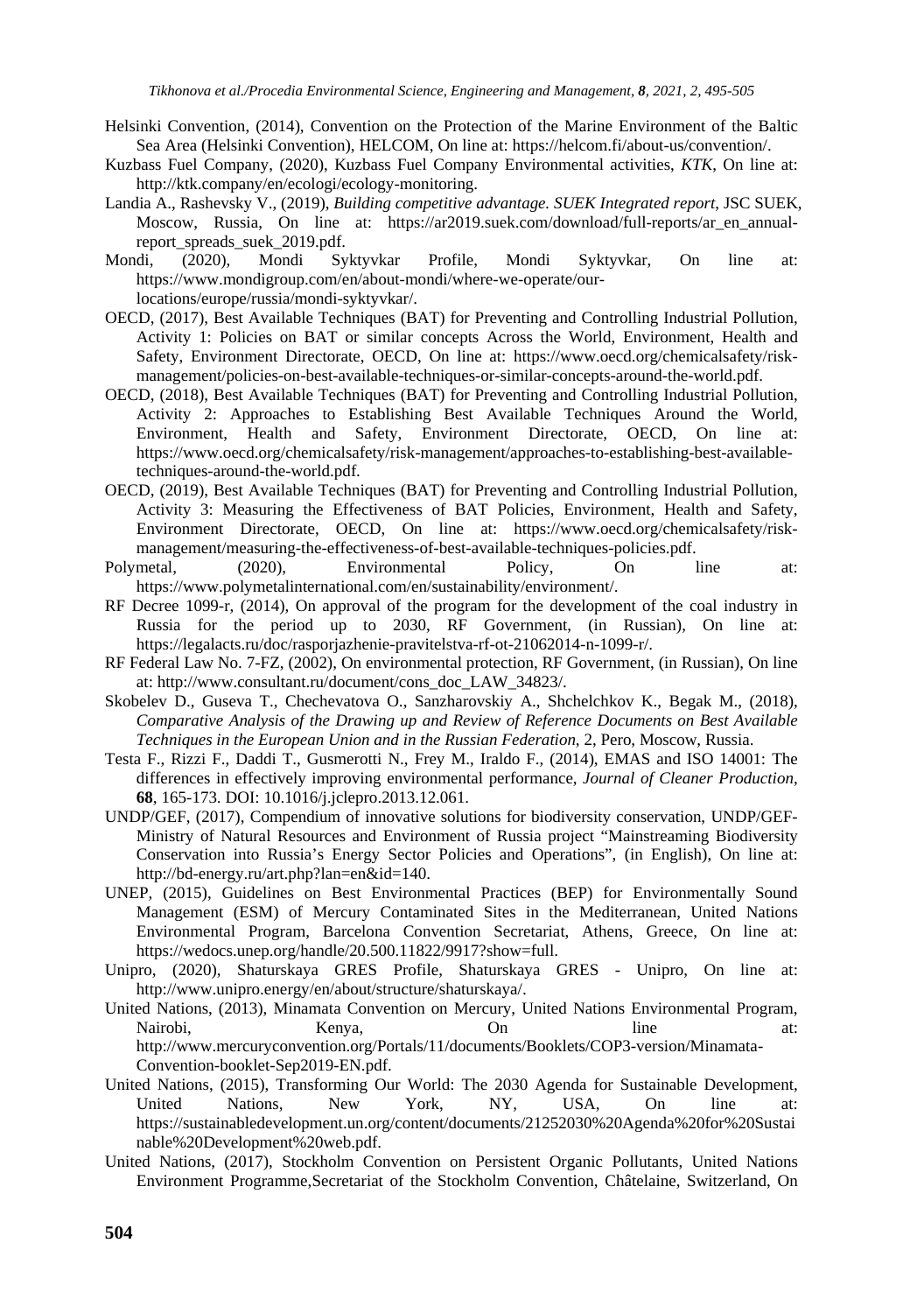Helsinki Convention, (2014), Convention on the Protection of the Marine Environment of the Baltic Sea Area (Helsinki Convention), HELCOM, On line at: https://helcom.fi/about-us/convention/.

Kuzbass Fuel Company, (2020), Kuzbass Fuel Company Environmental activities, *KTK*, On line at: http://ktk.company/en/ecologi/ecology-monitoring.

Landia A., Rashevsky V., (2019), *Building competitive advantage. SUEK Integrated report*, JSC SUEK, Moscow, Russia, On line at: https://ar2019.suek.com/download/full-reports/ar_en_annual-report_spreads_suek_2019.pdf.

Mondi, (2020), Mondi Syktyvkar Profile, Mondi Syktyvkar, On line at: https://www.mondigroup.com/en/about-mondi/where-we-operate/our-locations/europe/russia/mondi-syktyvkar/.

OECD, (2017), Best Available Techniques (BAT) for Preventing and Controlling Industrial Pollution, Activity 1: Policies on BAT or similar concepts Across the World, Environment, Health and Safety, Environment Directorate, OECD, On line at: https://www.oecd.org/chemicalsafety/risk-management/policies-on-best-available-techniques-or-similar-concepts-around-the-world.pdf.

OECD, (2018), Best Available Techniques (BAT) for Preventing and Controlling Industrial Pollution, Activity 2: Approaches to Establishing Best Available Techniques Around the World, Environment, Health and Safety, Environment Directorate, OECD, On line at: https://www.oecd.org/chemicalsafety/risk-management/approaches-to-establishing-best-available-techniques-around-the-world.pdf.

OECD, (2019), Best Available Techniques (BAT) for Preventing and Controlling Industrial Pollution, Activity 3: Measuring the Effectiveness of BAT Policies, Environment, Health and Safety, Environment Directorate, OECD, On line at: https://www.oecd.org/chemicalsafety/risk-management/measuring-the-effectiveness-of-best-available-techniques-policies.pdf.

Polymetal, (2020), Environmental Policy, On line at: https://www.polymetalinternational.com/en/sustainability/environment/.

RF Decree 1099-r, (2014), On approval of the program for the development of the coal industry in Russia for the period up to 2030, RF Government, (in Russian), On line at: https://legalacts.ru/doc/rasporjazhenie-pravitelstva-rf-ot-21062014-n-1099-r/.

RF Federal Law No. 7-FZ, (2002), On environmental protection, RF Government, (in Russian), On line at: http://www.consultant.ru/document/cons_doc_LAW_34823/.

Skobelev D., Guseva T., Chechevatova O., Sanzharovskiy A., Shchelchkov K., Begak M., (2018), *Comparative Analysis of the Drawing up and Review of Reference Documents on Best Available Techniques in the European Union and in the Russian Federation*, 2, Pero, Moscow, Russia.

Testa F., Rizzi F., Daddi T., Gusmerotti N., Frey M., Iraldo F., (2014), EMAS and ISO 14001: The differences in effectively improving environmental performance, *Journal of Cleaner Production*, **68**, 165-173. DOI: 10.1016/j.jclepro.2013.12.061.

UNDP/GEF, (2017), Compendium of innovative solutions for biodiversity conservation, UNDP/GEF-Ministry of Natural Resources and Environment of Russia project "Mainstreaming Biodiversity Conservation into Russia's Energy Sector Policies and Operations", (in English), On line at: http://bd-energy.ru/art.php?lan=en&id=140.

UNEP, (2015), Guidelines on Best Environmental Practices (BEP) for Environmentally Sound Management (ESM) of Mercury Contaminated Sites in the Mediterranean, United Nations Environmental Program, Barcelona Convention Secretariat, Athens, Greece, On line at: https://wedocs.unep.org/handle/20.500.11822/9917?show=full.

Unipro, (2020), Shaturskaya GRES Profile, Shaturskaya GRES - Unipro, On line at: http://www.unipro.energy/en/about/structure/shaturskaya/.

United Nations, (2013), Minamata Convention on Mercury, United Nations Environmental Program, Nairobi, Kenya, On line at: http://www.mercuryconvention.org/Portals/11/documents/Booklets/COP3-version/Minamata-Convention-booklet-Sep2019-EN.pdf.

United Nations, (2015), Transforming Our World: The 2030 Agenda for Sustainable Development, United Nations, New York, NY, USA, On line at: https://sustainabledevelopment.un.org/content/documents/21252030%20Agenda%20for%20Sustainable%20Development%20web.pdf.

United Nations, (2017), Stockholm Convention on Persistent Organic Pollutants, United Nations Environment Programme,Secretariat of the Stockholm Convention, Châtelaine, Switzerland, On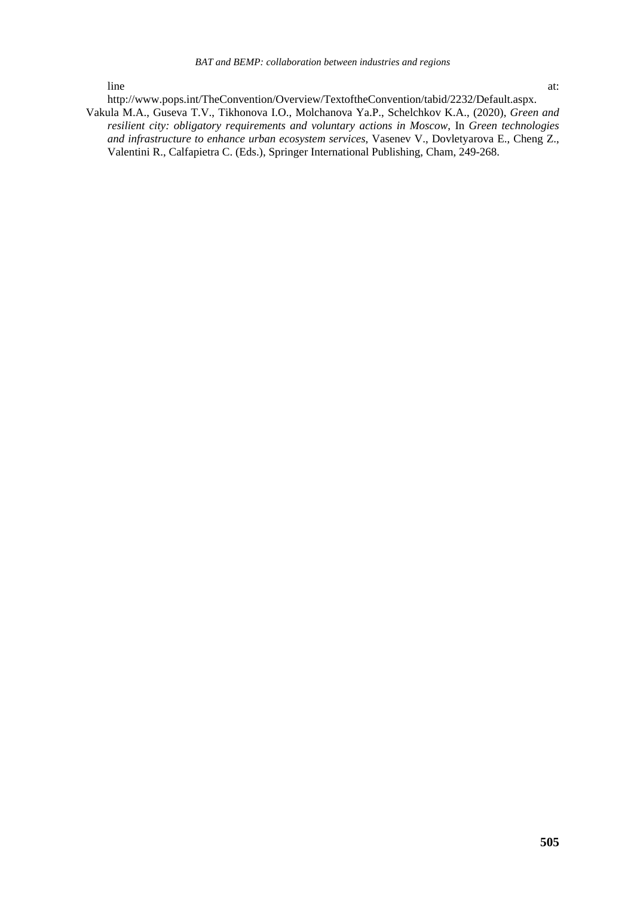line at: http://www.pops.int/TheConvention/Overview/TextoftheConvention/tabid/2232/Default.aspx.

Vakula M.A., Guseva T.V., Tikhonova I.O., Molchanova Ya.P., Schelchkov K.A., (2020), *Green and resilient city: obligatory requirements and voluntary actions in Moscow*, In *Green technologies and infrastructure to enhance urban ecosystem services*, Vasenev V., Dovletyarova E., Cheng Z., Valentini R., Calfapietra C. (Eds.), Springer International Publishing, Cham, 249-268.